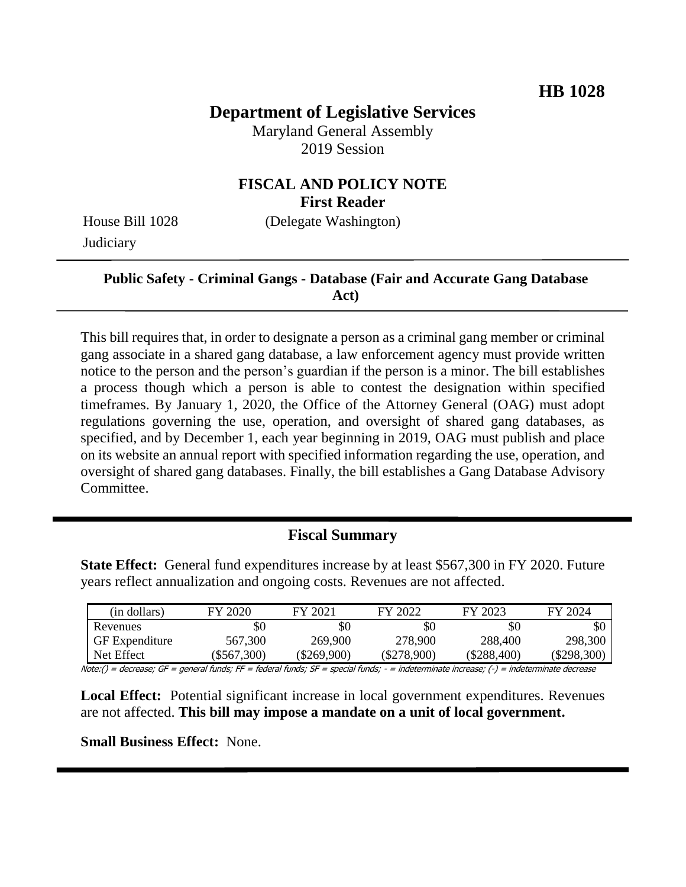**HB 1028**

# Department of Legislative Services

Maryland General Assembly
2019 Session

## FISCAL AND POLICY NOTE
**First Reader**

House Bill 1028 (Delegate Washington)
Judiciary

**Public Safety - Criminal Gangs - Database (Fair and Accurate Gang Database Act)**

This bill requires that, in order to designate a person as a criminal gang member or criminal gang associate in a shared gang database, a law enforcement agency must provide written notice to the person and the person's guardian if the person is a minor. The bill establishes a process though which a person is able to contest the designation within specified timeframes. By January 1, 2020, the Office of the Attorney General (OAG) must adopt regulations governing the use, operation, and oversight of shared gang databases, as specified, and by December 1, each year beginning in 2019, OAG must publish and place on its website an annual report with specified information regarding the use, operation, and oversight of shared gang databases. Finally, the bill establishes a Gang Database Advisory Committee.

## Fiscal Summary

**State Effect:** General fund expenditures increase by at least $567,300 in FY 2020. Future years reflect annualization and ongoing costs. Revenues are not affected.

| (in dollars) | FY 2020 | FY 2021 | FY 2022 | FY 2023 | FY 2024 |
|---|---|---|---|---|---|
| Revenues | $0 | $0 | $0 | $0 | $0 |
| GF Expenditure | 567,300 | 269,900 | 278,900 | 288,400 | 298,300 |
| Net Effect | ($567,300) | ($269,900) | ($278,900) | ($288,400) | ($298,300) |

Note:() = decrease; GF = general funds; FF = federal funds; SF = special funds; - = indeterminate increase; (-) = indeterminate decrease

**Local Effect:** Potential significant increase in local government expenditures. Revenues are not affected. **This bill may impose a mandate on a unit of local government.**

**Small Business Effect:** None.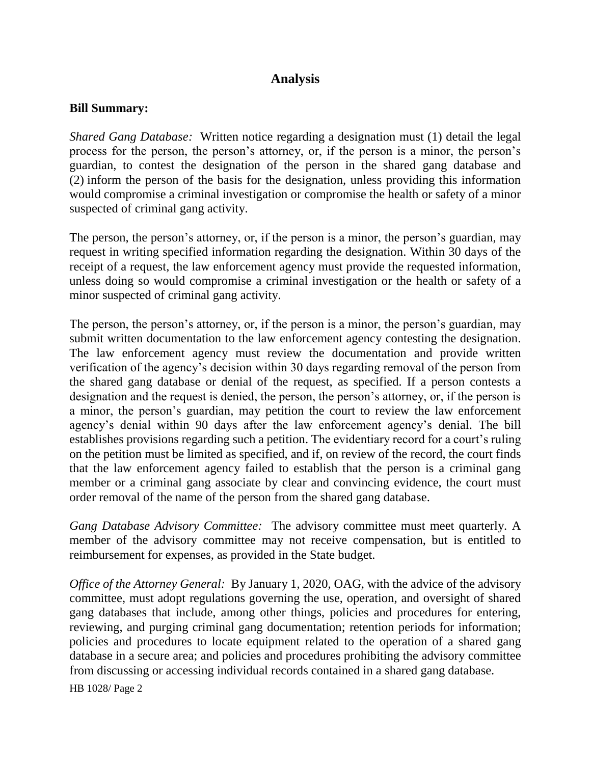## Analysis

**Bill Summary:**

*Shared Gang Database:* Written notice regarding a designation must (1) detail the legal process for the person, the person's attorney, or, if the person is a minor, the person's guardian, to contest the designation of the person in the shared gang database and (2) inform the person of the basis for the designation, unless providing this information would compromise a criminal investigation or compromise the health or safety of a minor suspected of criminal gang activity.

The person, the person's attorney, or, if the person is a minor, the person's guardian, may request in writing specified information regarding the designation. Within 30 days of the receipt of a request, the law enforcement agency must provide the requested information, unless doing so would compromise a criminal investigation or the health or safety of a minor suspected of criminal gang activity.

The person, the person's attorney, or, if the person is a minor, the person's guardian, may submit written documentation to the law enforcement agency contesting the designation. The law enforcement agency must review the documentation and provide written verification of the agency's decision within 30 days regarding removal of the person from the shared gang database or denial of the request, as specified. If a person contests a designation and the request is denied, the person, the person's attorney, or, if the person is a minor, the person's guardian, may petition the court to review the law enforcement agency's denial within 90 days after the law enforcement agency's denial. The bill establishes provisions regarding such a petition. The evidentiary record for a court's ruling on the petition must be limited as specified, and if, on review of the record, the court finds that the law enforcement agency failed to establish that the person is a criminal gang member or a criminal gang associate by clear and convincing evidence, the court must order removal of the name of the person from the shared gang database.

*Gang Database Advisory Committee:* The advisory committee must meet quarterly. A member of the advisory committee may not receive compensation, but is entitled to reimbursement for expenses, as provided in the State budget.

*Office of the Attorney General:* By January 1, 2020, OAG, with the advice of the advisory committee, must adopt regulations governing the use, operation, and oversight of shared gang databases that include, among other things, policies and procedures for entering, reviewing, and purging criminal gang documentation; retention periods for information; policies and procedures to locate equipment related to the operation of a shared gang database in a secure area; and policies and procedures prohibiting the advisory committee from discussing or accessing individual records contained in a shared gang database.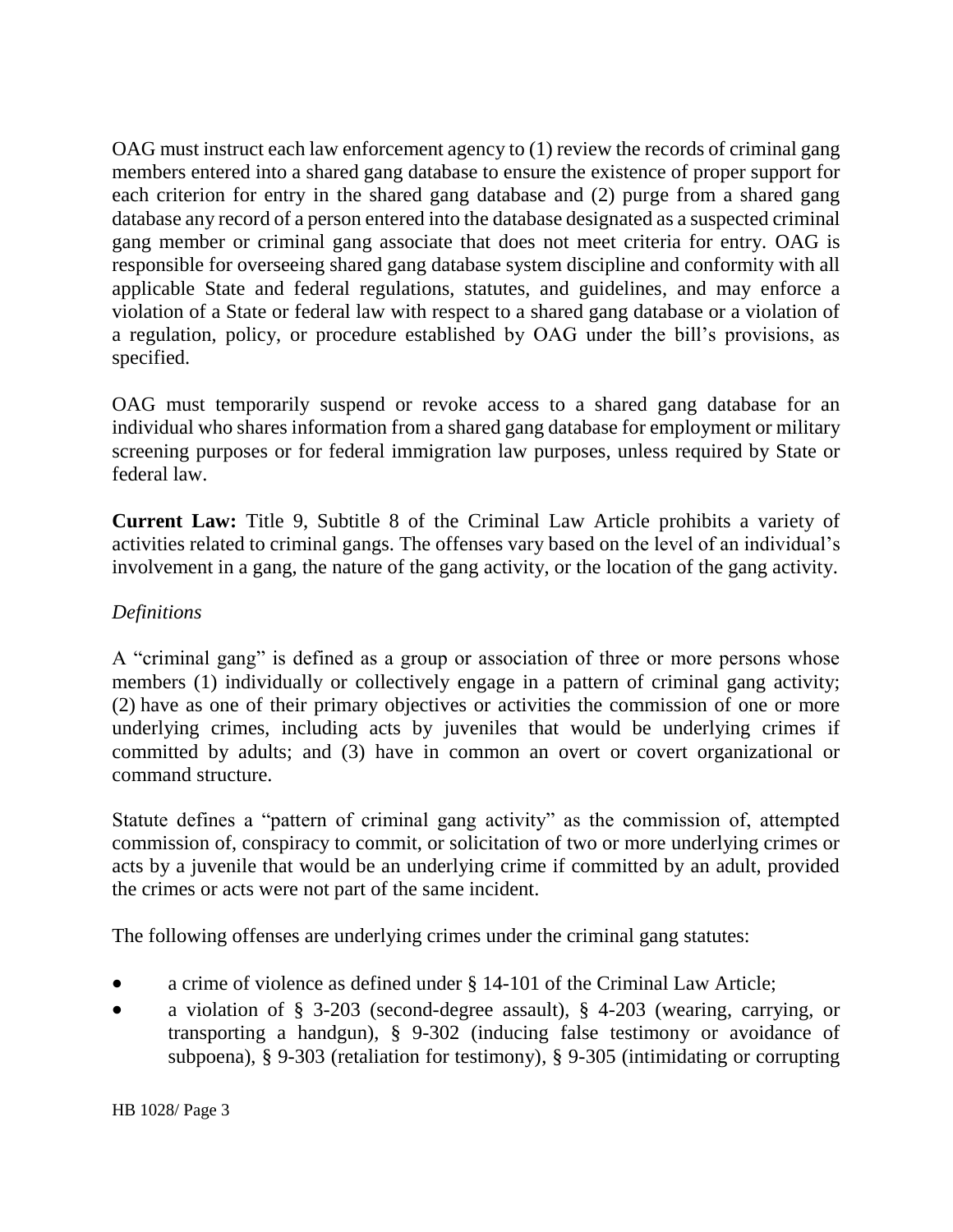OAG must instruct each law enforcement agency to (1) review the records of criminal gang members entered into a shared gang database to ensure the existence of proper support for each criterion for entry in the shared gang database and (2) purge from a shared gang database any record of a person entered into the database designated as a suspected criminal gang member or criminal gang associate that does not meet criteria for entry. OAG is responsible for overseeing shared gang database system discipline and conformity with all applicable State and federal regulations, statutes, and guidelines, and may enforce a violation of a State or federal law with respect to a shared gang database or a violation of a regulation, policy, or procedure established by OAG under the bill's provisions, as specified.

OAG must temporarily suspend or revoke access to a shared gang database for an individual who shares information from a shared gang database for employment or military screening purposes or for federal immigration law purposes, unless required by State or federal law.

**Current Law:** Title 9, Subtitle 8 of the Criminal Law Article prohibits a variety of activities related to criminal gangs. The offenses vary based on the level of an individual's involvement in a gang, the nature of the gang activity, or the location of the gang activity.

*Definitions*

A "criminal gang" is defined as a group or association of three or more persons whose members (1) individually or collectively engage in a pattern of criminal gang activity; (2) have as one of their primary objectives or activities the commission of one or more underlying crimes, including acts by juveniles that would be underlying crimes if committed by adults; and (3) have in common an overt or covert organizational or command structure.

Statute defines a "pattern of criminal gang activity" as the commission of, attempted commission of, conspiracy to commit, or solicitation of two or more underlying crimes or acts by a juvenile that would be an underlying crime if committed by an adult, provided the crimes or acts were not part of the same incident.

The following offenses are underlying crimes under the criminal gang statutes:

- a crime of violence as defined under § 14-101 of the Criminal Law Article;
- a violation of § 3-203 (second-degree assault), § 4-203 (wearing, carrying, or transporting a handgun), § 9-302 (inducing false testimony or avoidance of subpoena), § 9-303 (retaliation for testimony), § 9-305 (intimidating or corrupting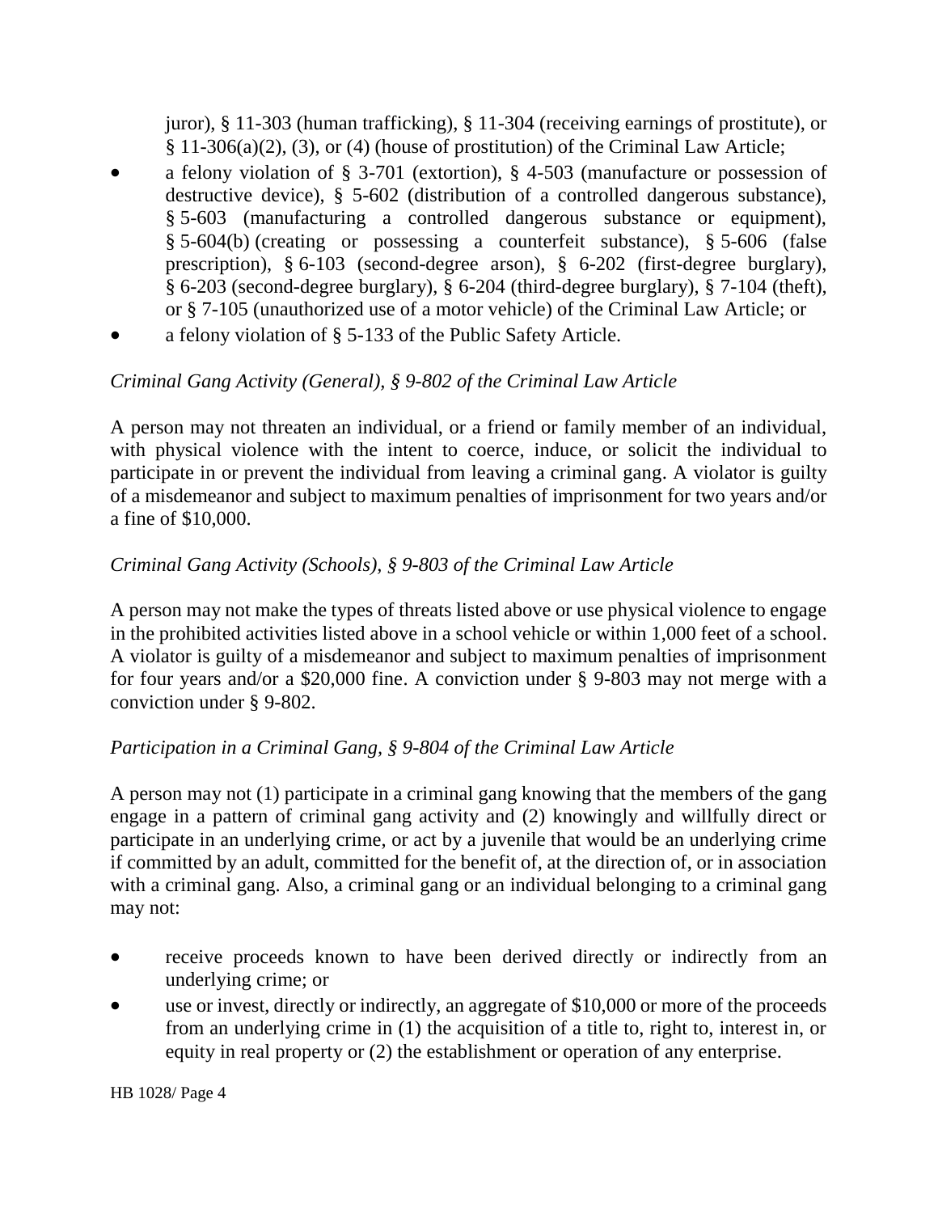juror), § 11-303 (human trafficking), § 11-304 (receiving earnings of prostitute), or § 11-306(a)(2), (3), or (4) (house of prostitution) of the Criminal Law Article;

- a felony violation of § 3-701 (extortion), § 4-503 (manufacture or possession of destructive device), § 5-602 (distribution of a controlled dangerous substance), § 5-603 (manufacturing a controlled dangerous substance or equipment), § 5-604(b) (creating or possessing a counterfeit substance), § 5-606 (false prescription), § 6-103 (second-degree arson), § 6-202 (first-degree burglary), § 6-203 (second-degree burglary), § 6-204 (third-degree burglary), § 7-104 (theft), or § 7-105 (unauthorized use of a motor vehicle) of the Criminal Law Article; or
- a felony violation of § 5-133 of the Public Safety Article.

*Criminal Gang Activity (General), § 9-802 of the Criminal Law Article*

A person may not threaten an individual, or a friend or family member of an individual, with physical violence with the intent to coerce, induce, or solicit the individual to participate in or prevent the individual from leaving a criminal gang. A violator is guilty of a misdemeanor and subject to maximum penalties of imprisonment for two years and/or a fine of $10,000.

*Criminal Gang Activity (Schools), § 9-803 of the Criminal Law Article*

A person may not make the types of threats listed above or use physical violence to engage in the prohibited activities listed above in a school vehicle or within 1,000 feet of a school. A violator is guilty of a misdemeanor and subject to maximum penalties of imprisonment for four years and/or a $20,000 fine. A conviction under § 9-803 may not merge with a conviction under § 9-802.

*Participation in a Criminal Gang, § 9-804 of the Criminal Law Article*

A person may not (1) participate in a criminal gang knowing that the members of the gang engage in a pattern of criminal gang activity and (2) knowingly and willfully direct or participate in an underlying crime, or act by a juvenile that would be an underlying crime if committed by an adult, committed for the benefit of, at the direction of, or in association with a criminal gang. Also, a criminal gang or an individual belonging to a criminal gang may not:

- receive proceeds known to have been derived directly or indirectly from an underlying crime; or
- use or invest, directly or indirectly, an aggregate of $10,000 or more of the proceeds from an underlying crime in (1) the acquisition of a title to, right to, interest in, or equity in real property or (2) the establishment or operation of any enterprise.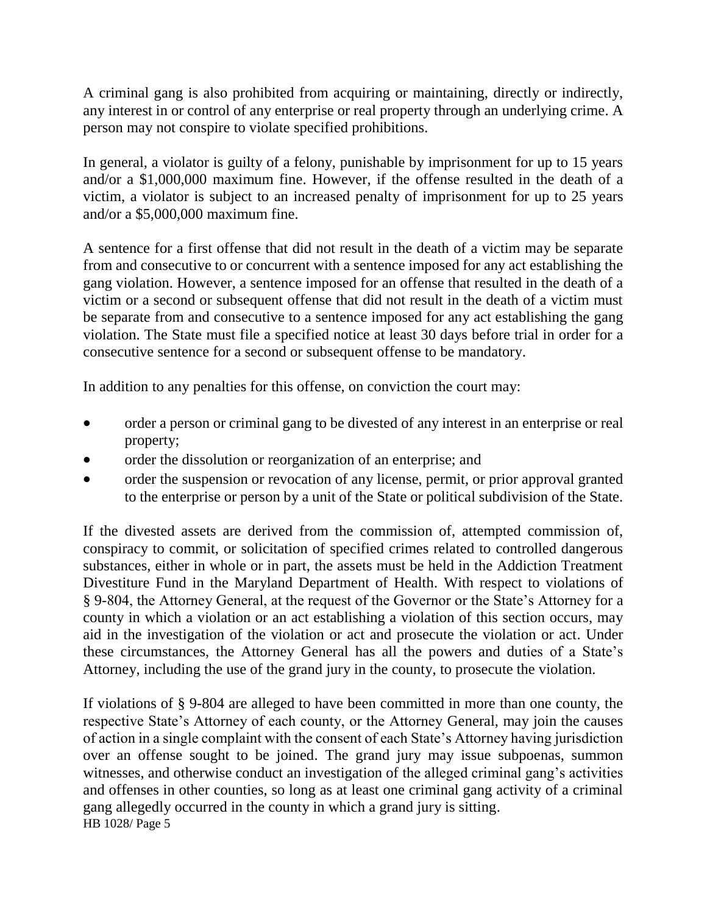A criminal gang is also prohibited from acquiring or maintaining, directly or indirectly, any interest in or control of any enterprise or real property through an underlying crime. A person may not conspire to violate specified prohibitions.

In general, a violator is guilty of a felony, punishable by imprisonment for up to 15 years and/or a $1,000,000 maximum fine. However, if the offense resulted in the death of a victim, a violator is subject to an increased penalty of imprisonment for up to 25 years and/or a $5,000,000 maximum fine.

A sentence for a first offense that did not result in the death of a victim may be separate from and consecutive to or concurrent with a sentence imposed for any act establishing the gang violation. However, a sentence imposed for an offense that resulted in the death of a victim or a second or subsequent offense that did not result in the death of a victim must be separate from and consecutive to a sentence imposed for any act establishing the gang violation. The State must file a specified notice at least 30 days before trial in order for a consecutive sentence for a second or subsequent offense to be mandatory.

In addition to any penalties for this offense, on conviction the court may:

- order a person or criminal gang to be divested of any interest in an enterprise or real property;
- order the dissolution or reorganization of an enterprise; and
- order the suspension or revocation of any license, permit, or prior approval granted to the enterprise or person by a unit of the State or political subdivision of the State.

If the divested assets are derived from the commission of, attempted commission of, conspiracy to commit, or solicitation of specified crimes related to controlled dangerous substances, either in whole or in part, the assets must be held in the Addiction Treatment Divestiture Fund in the Maryland Department of Health. With respect to violations of § 9-804, the Attorney General, at the request of the Governor or the State's Attorney for a county in which a violation or an act establishing a violation of this section occurs, may aid in the investigation of the violation or act and prosecute the violation or act. Under these circumstances, the Attorney General has all the powers and duties of a State's Attorney, including the use of the grand jury in the county, to prosecute the violation.

If violations of § 9-804 are alleged to have been committed in more than one county, the respective State's Attorney of each county, or the Attorney General, may join the causes of action in a single complaint with the consent of each State's Attorney having jurisdiction over an offense sought to be joined. The grand jury may issue subpoenas, summon witnesses, and otherwise conduct an investigation of the alleged criminal gang's activities and offenses in other counties, so long as at least one criminal gang activity of a criminal gang allegedly occurred in the county in which a grand jury is sitting.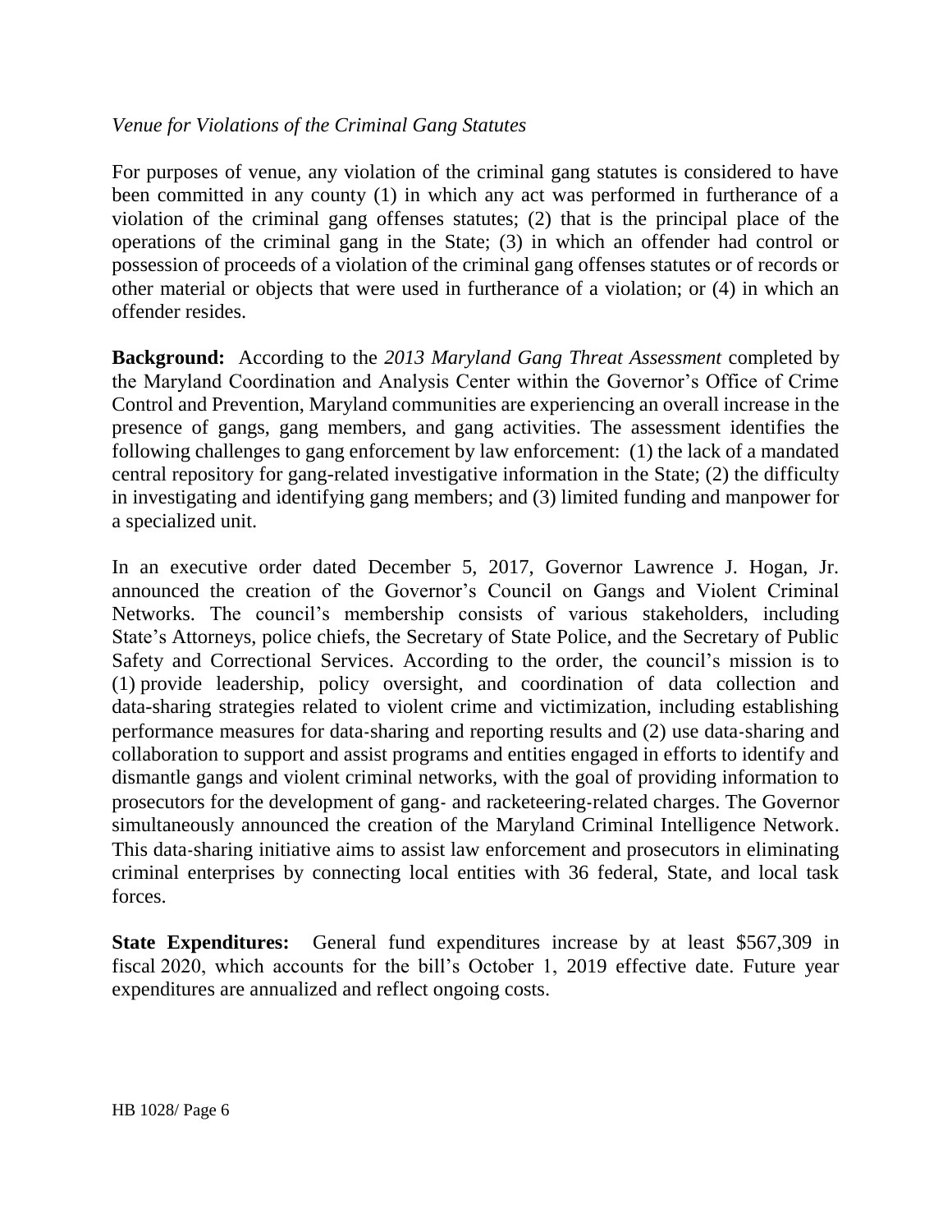*Venue for Violations of the Criminal Gang Statutes*

For purposes of venue, any violation of the criminal gang statutes is considered to have been committed in any county (1) in which any act was performed in furtherance of a violation of the criminal gang offenses statutes; (2) that is the principal place of the operations of the criminal gang in the State; (3) in which an offender had control or possession of proceeds of a violation of the criminal gang offenses statutes or of records or other material or objects that were used in furtherance of a violation; or (4) in which an offender resides.

**Background:** According to the *2013 Maryland Gang Threat Assessment* completed by the Maryland Coordination and Analysis Center within the Governor's Office of Crime Control and Prevention, Maryland communities are experiencing an overall increase in the presence of gangs, gang members, and gang activities. The assessment identifies the following challenges to gang enforcement by law enforcement: (1) the lack of a mandated central repository for gang-related investigative information in the State; (2) the difficulty in investigating and identifying gang members; and (3) limited funding and manpower for a specialized unit.

In an executive order dated December 5, 2017, Governor Lawrence J. Hogan, Jr. announced the creation of the Governor's Council on Gangs and Violent Criminal Networks. The council's membership consists of various stakeholders, including State's Attorneys, police chiefs, the Secretary of State Police, and the Secretary of Public Safety and Correctional Services. According to the order, the council's mission is to (1) provide leadership, policy oversight, and coordination of data collection and data-sharing strategies related to violent crime and victimization, including establishing performance measures for data-sharing and reporting results and (2) use data-sharing and collaboration to support and assist programs and entities engaged in efforts to identify and dismantle gangs and violent criminal networks, with the goal of providing information to prosecutors for the development of gang- and racketeering-related charges. The Governor simultaneously announced the creation of the Maryland Criminal Intelligence Network. This data-sharing initiative aims to assist law enforcement and prosecutors in eliminating criminal enterprises by connecting local entities with 36 federal, State, and local task forces.

**State Expenditures:** General fund expenditures increase by at least $567,309 in fiscal 2020, which accounts for the bill's October 1, 2019 effective date. Future year expenditures are annualized and reflect ongoing costs.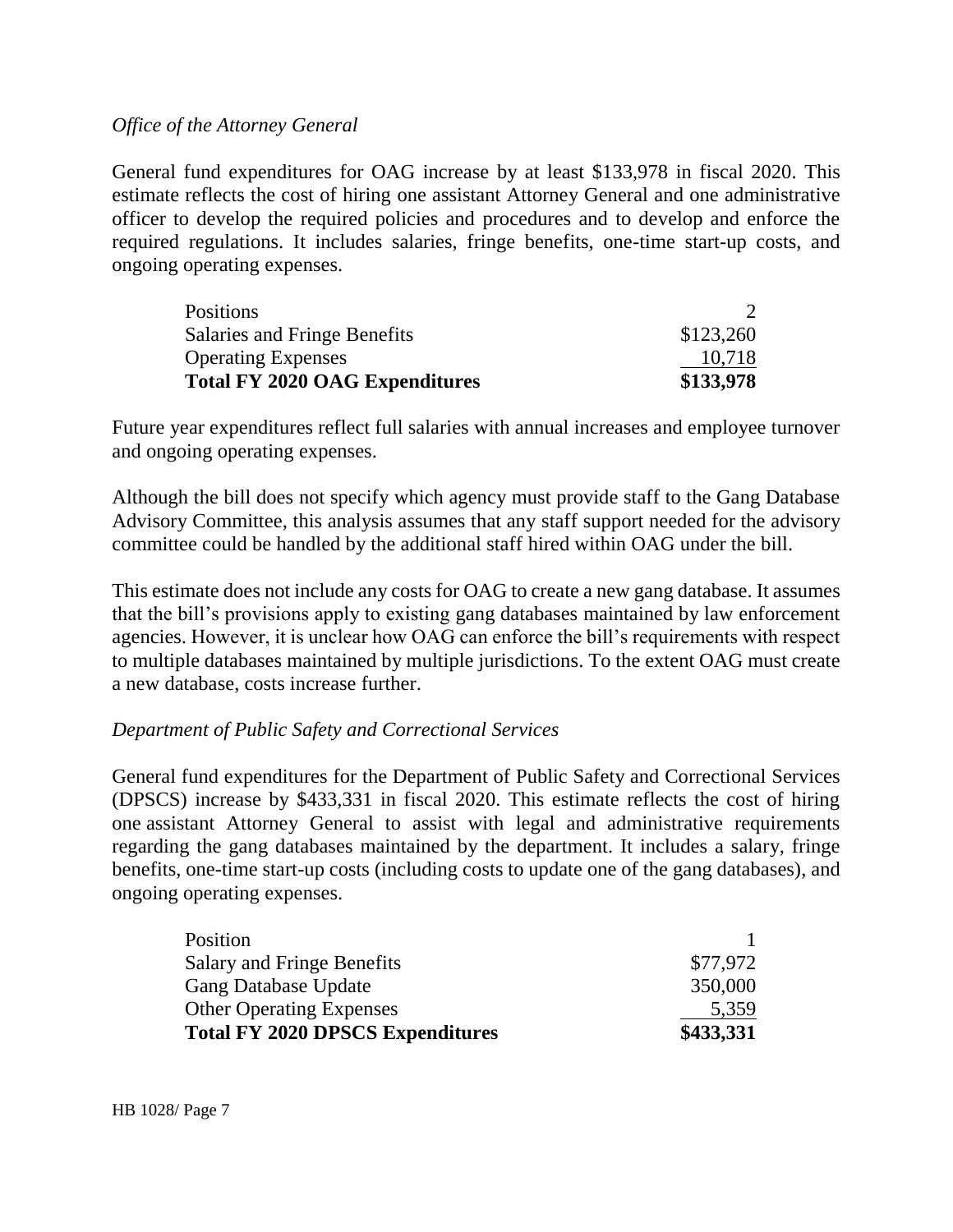*Office of the Attorney General*

General fund expenditures for OAG increase by at least $133,978 in fiscal 2020. This estimate reflects the cost of hiring one assistant Attorney General and one administrative officer to develop the required policies and procedures and to develop and enforce the required regulations. It includes salaries, fringe benefits, one-time start-up costs, and ongoing operating expenses.

| | |
|---|---|
| Positions | 2 |
| Salaries and Fringe Benefits | $123,260 |
| Operating Expenses | 10,718 |
| **Total FY 2020 OAG Expenditures** | **$133,978** |

Future year expenditures reflect full salaries with annual increases and employee turnover and ongoing operating expenses.

Although the bill does not specify which agency must provide staff to the Gang Database Advisory Committee, this analysis assumes that any staff support needed for the advisory committee could be handled by the additional staff hired within OAG under the bill.

This estimate does not include any costs for OAG to create a new gang database. It assumes that the bill's provisions apply to existing gang databases maintained by law enforcement agencies. However, it is unclear how OAG can enforce the bill's requirements with respect to multiple databases maintained by multiple jurisdictions. To the extent OAG must create a new database, costs increase further.

*Department of Public Safety and Correctional Services*

General fund expenditures for the Department of Public Safety and Correctional Services (DPSCS) increase by $433,331 in fiscal 2020. This estimate reflects the cost of hiring one assistant Attorney General to assist with legal and administrative requirements regarding the gang databases maintained by the department. It includes a salary, fringe benefits, one-time start-up costs (including costs to update one of the gang databases), and ongoing operating expenses.

| | |
|---|---|
| Position | 1 |
| Salary and Fringe Benefits | $77,972 |
| Gang Database Update | 350,000 |
| Other Operating Expenses | 5,359 |
| **Total FY 2020 DPSCS Expenditures** | **$433,331** |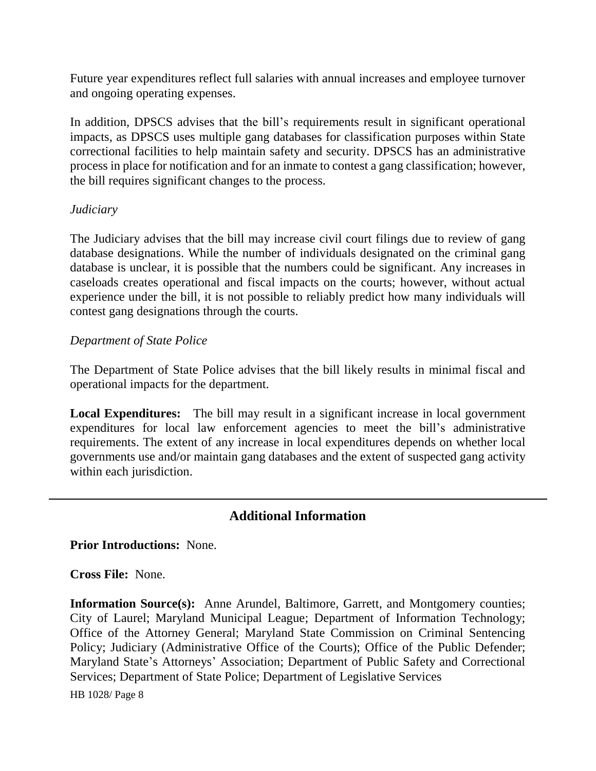Future year expenditures reflect full salaries with annual increases and employee turnover and ongoing operating expenses.

In addition, DPSCS advises that the bill's requirements result in significant operational impacts, as DPSCS uses multiple gang databases for classification purposes within State correctional facilities to help maintain safety and security. DPSCS has an administrative process in place for notification and for an inmate to contest a gang classification; however, the bill requires significant changes to the process.

*Judiciary*

The Judiciary advises that the bill may increase civil court filings due to review of gang database designations. While the number of individuals designated on the criminal gang database is unclear, it is possible that the numbers could be significant. Any increases in caseloads creates operational and fiscal impacts on the courts; however, without actual experience under the bill, it is not possible to reliably predict how many individuals will contest gang designations through the courts.

*Department of State Police*

The Department of State Police advises that the bill likely results in minimal fiscal and operational impacts for the department.

**Local Expenditures:** The bill may result in a significant increase in local government expenditures for local law enforcement agencies to meet the bill's administrative requirements. The extent of any increase in local expenditures depends on whether local governments use and/or maintain gang databases and the extent of suspected gang activity within each jurisdiction.

## Additional Information

**Prior Introductions:** None.

**Cross File:** None.

**Information Source(s):** Anne Arundel, Baltimore, Garrett, and Montgomery counties; City of Laurel; Maryland Municipal League; Department of Information Technology; Office of the Attorney General; Maryland State Commission on Criminal Sentencing Policy; Judiciary (Administrative Office of the Courts); Office of the Public Defender; Maryland State's Attorneys' Association; Department of Public Safety and Correctional Services; Department of State Police; Department of Legislative Services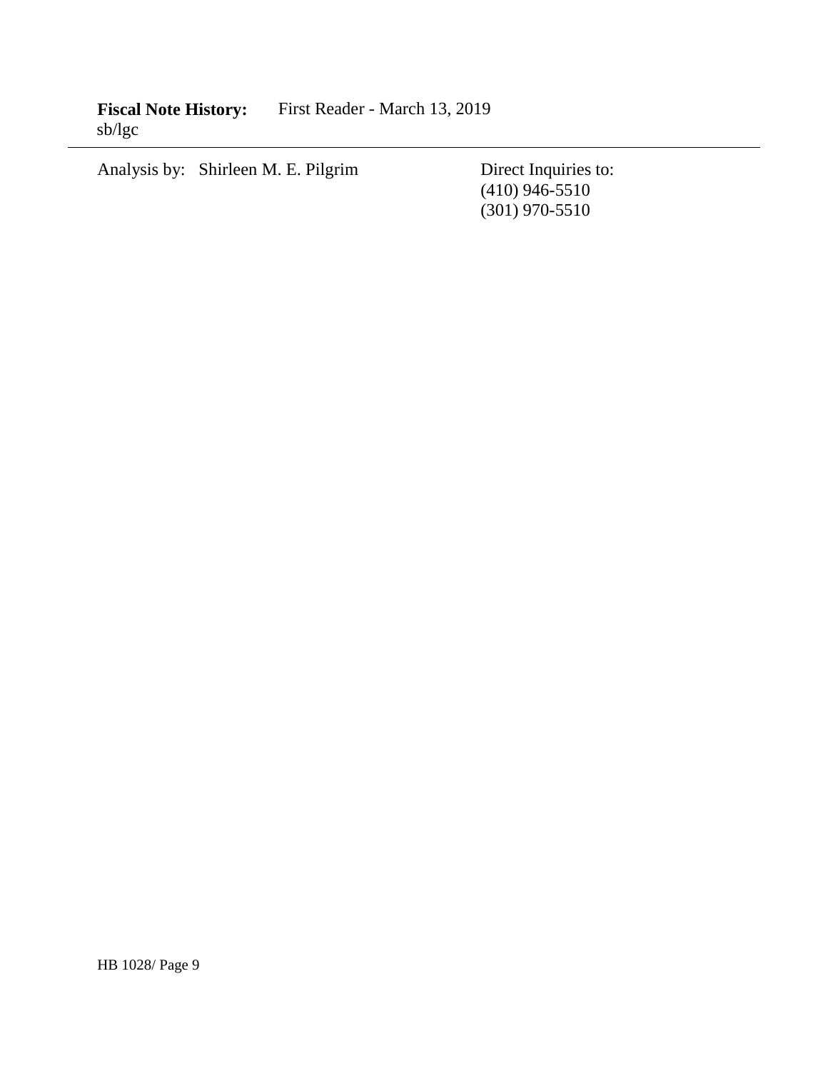**Fiscal Note History:** First Reader - March 13, 2019
sb/lgc

---

Analysis by: Shirleen M. E. Pilgrim

Direct Inquiries to:
(410) 946-5510
(301) 970-5510